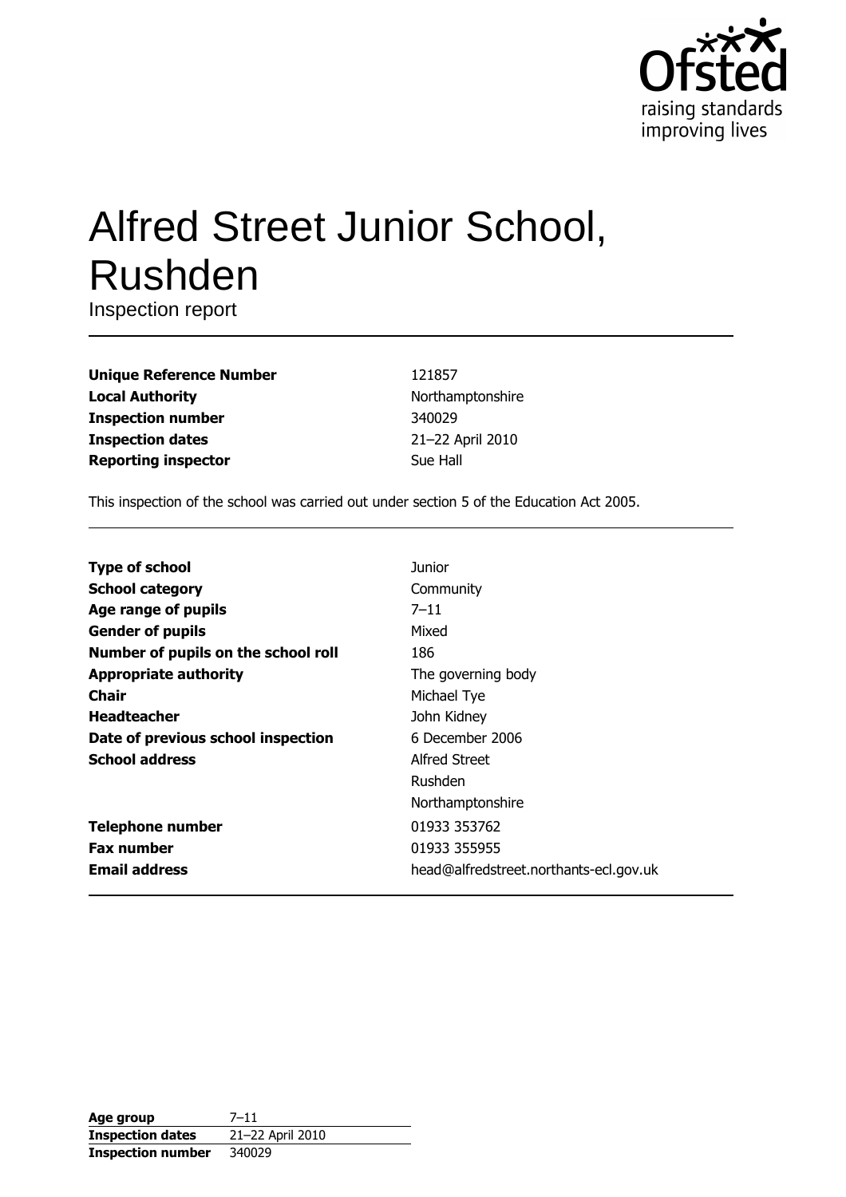Ofsted
raising standards
improving lives

# Alfred Street Junior School, Rushden

Inspection report

| | |
|---|---|
| **Unique Reference Number** | 121857 |
| **Local Authority** | Northamptonshire |
| **Inspection number** | 340029 |
| **Inspection dates** | 21–22 April 2010 |
| **Reporting inspector** | Sue Hall |

This inspection of the school was carried out under section 5 of the Education Act 2005.

| | |
|---|---|
| **Type of school** | Junior |
| **School category** | Community |
| **Age range of pupils** | 7–11 |
| **Gender of pupils** | Mixed |
| **Number of pupils on the school roll** | 186 |
| **Appropriate authority** | The governing body |
| **Chair** | Michael Tye |
| **Headteacher** | John Kidney |
| **Date of previous school inspection** | 6 December 2006 |
| **School address** | Alfred Street<br>Rushden<br>Northamptonshire |
| **Telephone number** | 01933 353762 |
| **Fax number** | 01933 355955 |
| **Email address** | head@alfredstreet.northants-ecl.gov.uk |

| | |
|---|---|
| **Age group** | 7–11 |
| **Inspection dates** | 21–22 April 2010 |
| **Inspection number** | 340029 |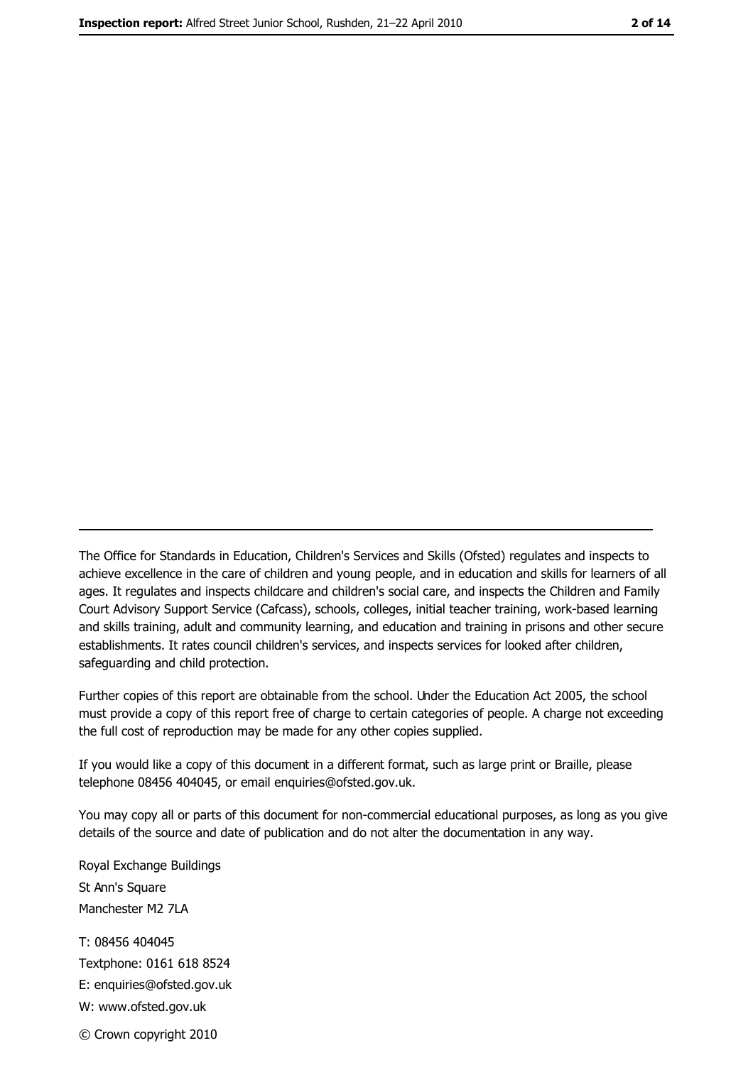The Office for Standards in Education, Children's Services and Skills (Ofsted) regulates and inspects to achieve excellence in the care of children and young people, and in education and skills for learners of all ages. It regulates and inspects childcare and children's social care, and inspects the Children and Family Court Advisory Support Service (Cafcass), schools, colleges, initial teacher training, work-based learning and skills training, adult and community learning, and education and training in prisons and other secure establishments. It rates council children's services, and inspects services for looked after children, safeguarding and child protection.

Further copies of this report are obtainable from the school. Under the Education Act 2005, the school must provide a copy of this report free of charge to certain categories of people. A charge not exceeding the full cost of reproduction may be made for any other copies supplied.

If you would like a copy of this document in a different format, such as large print or Braille, please telephone 08456 404045, or email enquiries@ofsted.gov.uk.

You may copy all or parts of this document for non-commercial educational purposes, as long as you give details of the source and date of publication and do not alter the documentation in any way.

Royal Exchange Buildings
St Ann's Square
Manchester M2 7LA

T: 08456 404045
Textphone: 0161 618 8524
E: enquiries@ofsted.gov.uk
W: www.ofsted.gov.uk

© Crown copyright 2010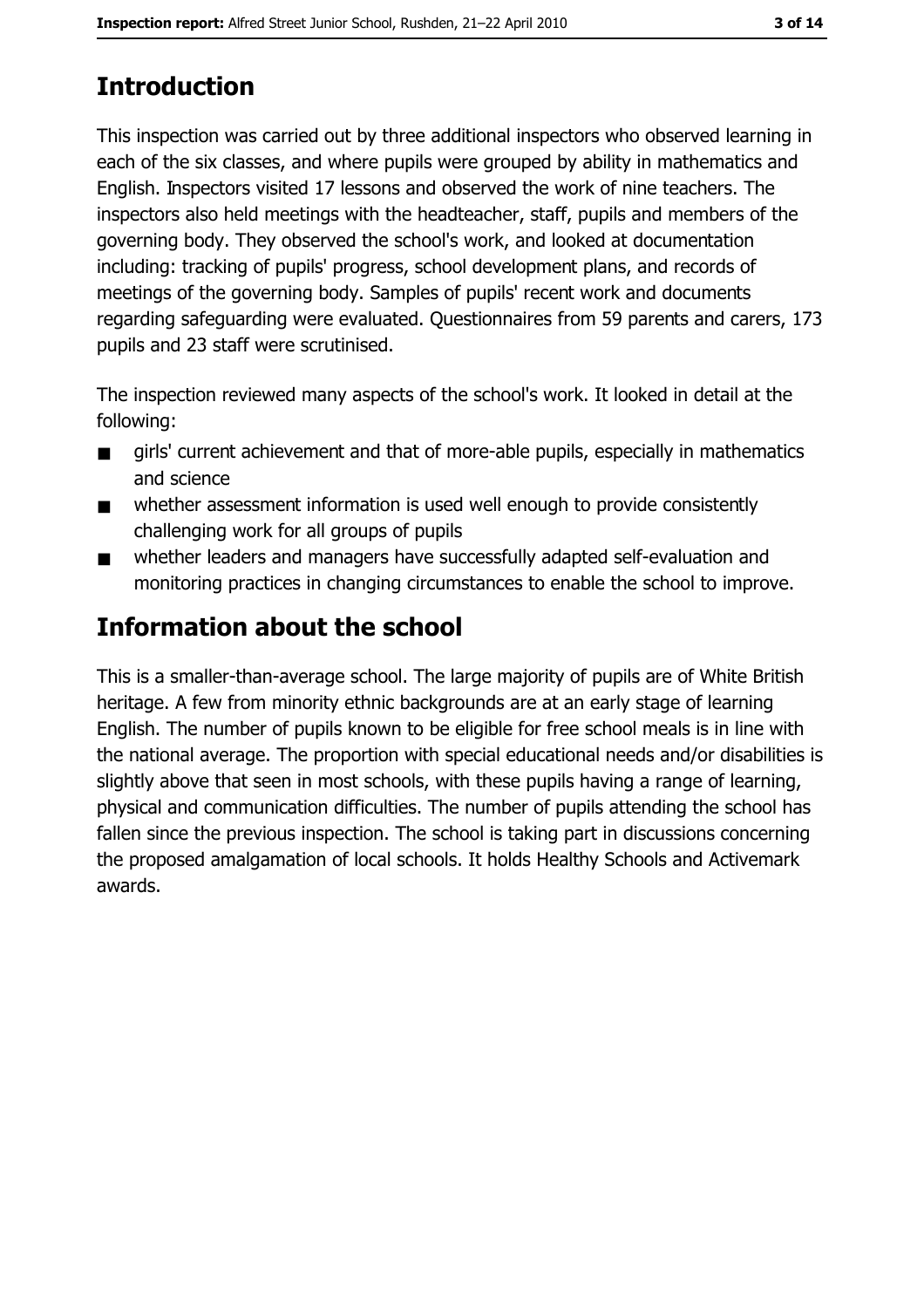## Introduction

This inspection was carried out by three additional inspectors who observed learning in each of the six classes, and where pupils were grouped by ability in mathematics and English. Inspectors visited 17 lessons and observed the work of nine teachers. The inspectors also held meetings with the headteacher, staff, pupils and members of the governing body. They observed the school's work, and looked at documentation including: tracking of pupils' progress, school development plans, and records of meetings of the governing body. Samples of pupils' recent work and documents regarding safeguarding were evaluated. Questionnaires from 59 parents and carers, 173 pupils and 23 staff were scrutinised.

The inspection reviewed many aspects of the school's work. It looked in detail at the following:

- girls' current achievement and that of more-able pupils, especially in mathematics and science
- whether assessment information is used well enough to provide consistently challenging work for all groups of pupils
- whether leaders and managers have successfully adapted self-evaluation and monitoring practices in changing circumstances to enable the school to improve.

## Information about the school

This is a smaller-than-average school. The large majority of pupils are of White British heritage. A few from minority ethnic backgrounds are at an early stage of learning English. The number of pupils known to be eligible for free school meals is in line with the national average. The proportion with special educational needs and/or disabilities is slightly above that seen in most schools, with these pupils having a range of learning, physical and communication difficulties. The number of pupils attending the school has fallen since the previous inspection. The school is taking part in discussions concerning the proposed amalgamation of local schools. It holds Healthy Schools and Activemark awards.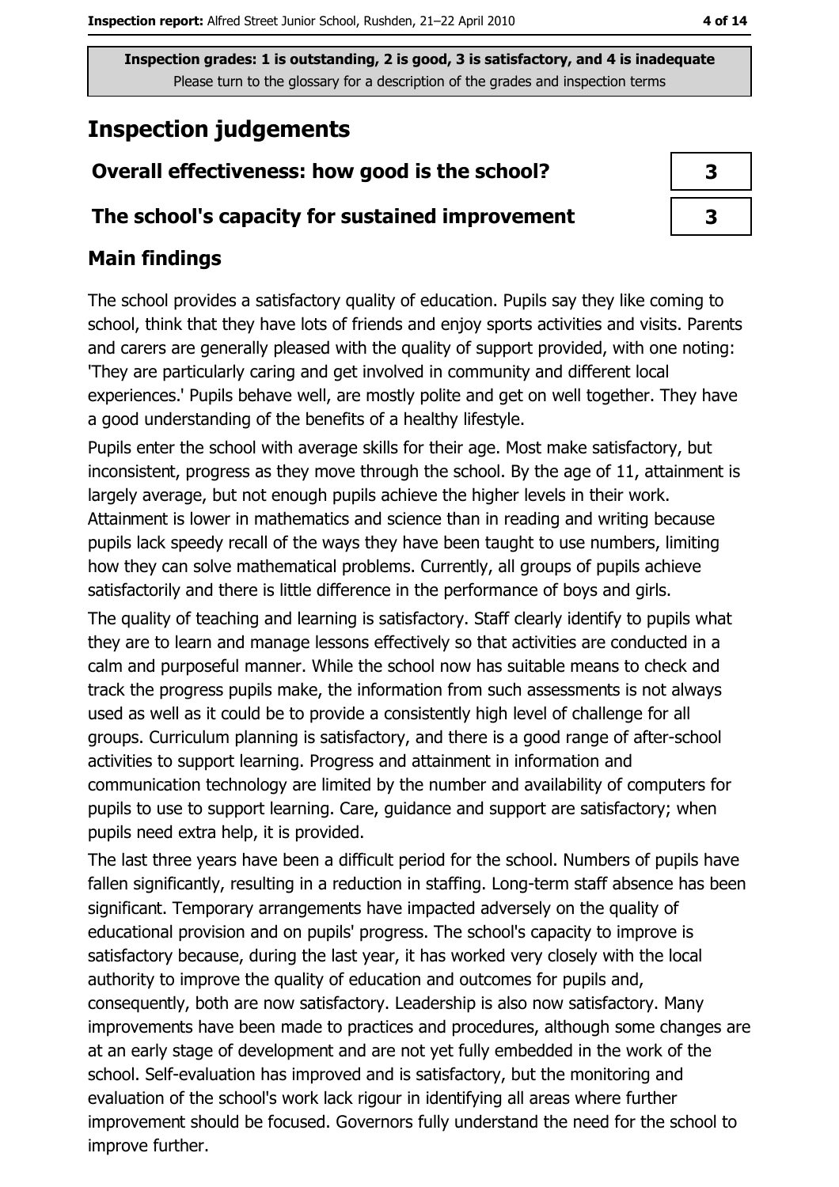Inspection grades: 1 is outstanding, 2 is good, 3 is satisfactory, and 4 is inadequate
Please turn to the glossary for a description of the grades and inspection terms

## Inspection judgements

| | |
|---|---|
| **Overall effectiveness: how good is the school?** | **3** |
| **The school's capacity for sustained improvement** | **3** |

### Main findings

The school provides a satisfactory quality of education. Pupils say they like coming to school, think that they have lots of friends and enjoy sports activities and visits. Parents and carers are generally pleased with the quality of support provided, with one noting: 'They are particularly caring and get involved in community and different local experiences.' Pupils behave well, are mostly polite and get on well together. They have a good understanding of the benefits of a healthy lifestyle.

Pupils enter the school with average skills for their age. Most make satisfactory, but inconsistent, progress as they move through the school. By the age of 11, attainment is largely average, but not enough pupils achieve the higher levels in their work. Attainment is lower in mathematics and science than in reading and writing because pupils lack speedy recall of the ways they have been taught to use numbers, limiting how they can solve mathematical problems. Currently, all groups of pupils achieve satisfactorily and there is little difference in the performance of boys and girls.

The quality of teaching and learning is satisfactory. Staff clearly identify to pupils what they are to learn and manage lessons effectively so that activities are conducted in a calm and purposeful manner. While the school now has suitable means to check and track the progress pupils make, the information from such assessments is not always used as well as it could be to provide a consistently high level of challenge for all groups. Curriculum planning is satisfactory, and there is a good range of after-school activities to support learning. Progress and attainment in information and communication technology are limited by the number and availability of computers for pupils to use to support learning. Care, guidance and support are satisfactory; when pupils need extra help, it is provided.

The last three years have been a difficult period for the school. Numbers of pupils have fallen significantly, resulting in a reduction in staffing. Long-term staff absence has been significant. Temporary arrangements have impacted adversely on the quality of educational provision and on pupils' progress. The school's capacity to improve is satisfactory because, during the last year, it has worked very closely with the local authority to improve the quality of education and outcomes for pupils and, consequently, both are now satisfactory. Leadership is also now satisfactory. Many improvements have been made to practices and procedures, although some changes are at an early stage of development and are not yet fully embedded in the work of the school. Self-evaluation has improved and is satisfactory, but the monitoring and evaluation of the school's work lack rigour in identifying all areas where further improvement should be focused. Governors fully understand the need for the school to improve further.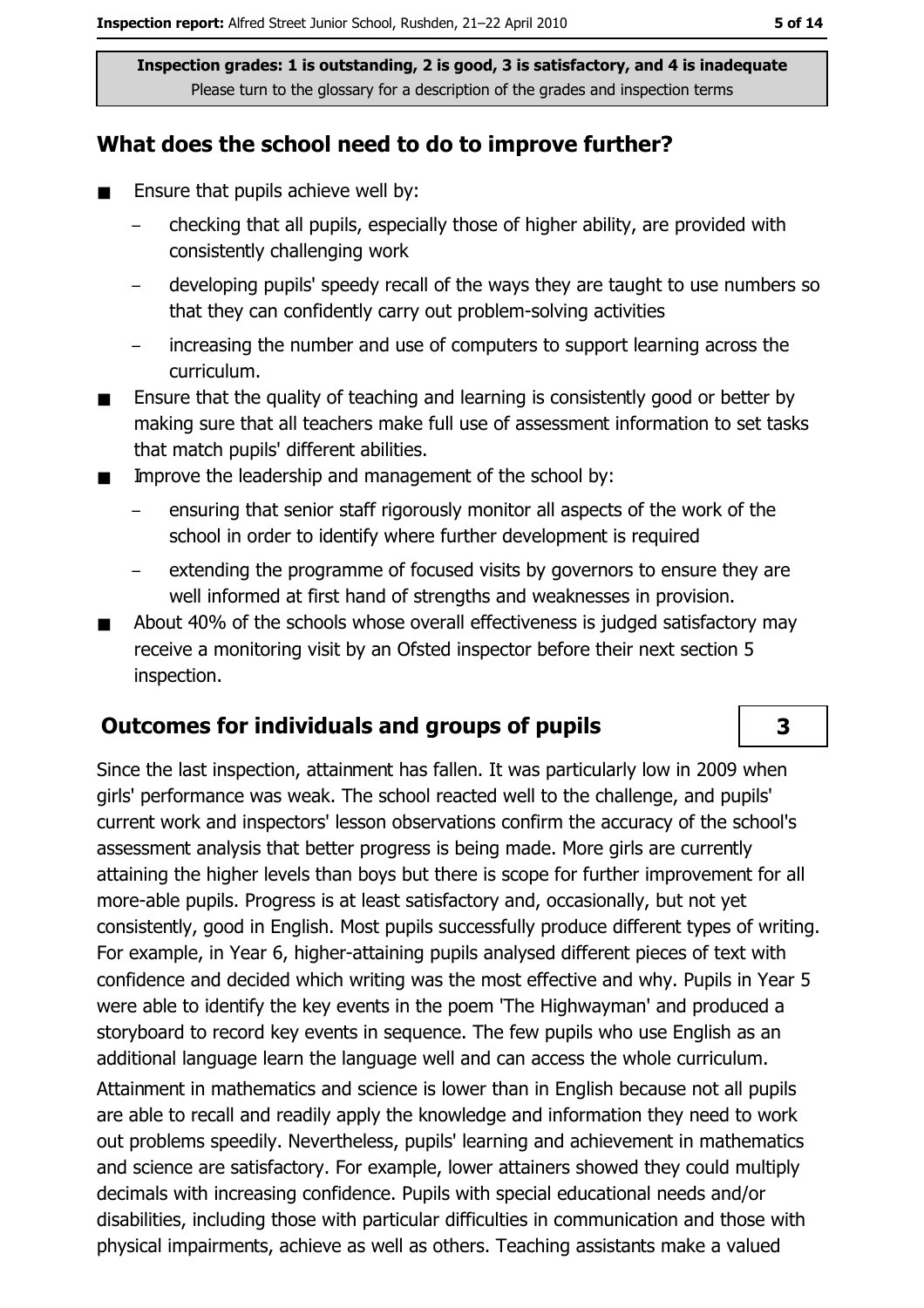Inspection grades: 1 is outstanding, 2 is good, 3 is satisfactory, and 4 is inadequate
Please turn to the glossary for a description of the grades and inspection terms

## What does the school need to do to improve further?

- Ensure that pupils achieve well by:
  - checking that all pupils, especially those of higher ability, are provided with consistently challenging work
  - developing pupils' speedy recall of the ways they are taught to use numbers so that they can confidently carry out problem-solving activities
  - increasing the number and use of computers to support learning across the curriculum.
- Ensure that the quality of teaching and learning is consistently good or better by making sure that all teachers make full use of assessment information to set tasks that match pupils' different abilities.
- Improve the leadership and management of the school by:
  - ensuring that senior staff rigorously monitor all aspects of the work of the school in order to identify where further development is required
  - extending the programme of focused visits by governors to ensure they are well informed at first hand of strengths and weaknesses in provision.
- About 40% of the schools whose overall effectiveness is judged satisfactory may receive a monitoring visit by an Ofsted inspector before their next section 5 inspection.

## Outcomes for individuals and groups of pupils

**3**

Since the last inspection, attainment has fallen. It was particularly low in 2009 when girls' performance was weak. The school reacted well to the challenge, and pupils' current work and inspectors' lesson observations confirm the accuracy of the school's assessment analysis that better progress is being made. More girls are currently attaining the higher levels than boys but there is scope for further improvement for all more-able pupils. Progress is at least satisfactory and, occasionally, but not yet consistently, good in English. Most pupils successfully produce different types of writing. For example, in Year 6, higher-attaining pupils analysed different pieces of text with confidence and decided which writing was the most effective and why. Pupils in Year 5 were able to identify the key events in the poem 'The Highwayman' and produced a storyboard to record key events in sequence. The few pupils who use English as an additional language learn the language well and can access the whole curriculum.

Attainment in mathematics and science is lower than in English because not all pupils are able to recall and readily apply the knowledge and information they need to work out problems speedily. Nevertheless, pupils' learning and achievement in mathematics and science are satisfactory. For example, lower attainers showed they could multiply decimals with increasing confidence. Pupils with special educational needs and/or disabilities, including those with particular difficulties in communication and those with physical impairments, achieve as well as others. Teaching assistants make a valued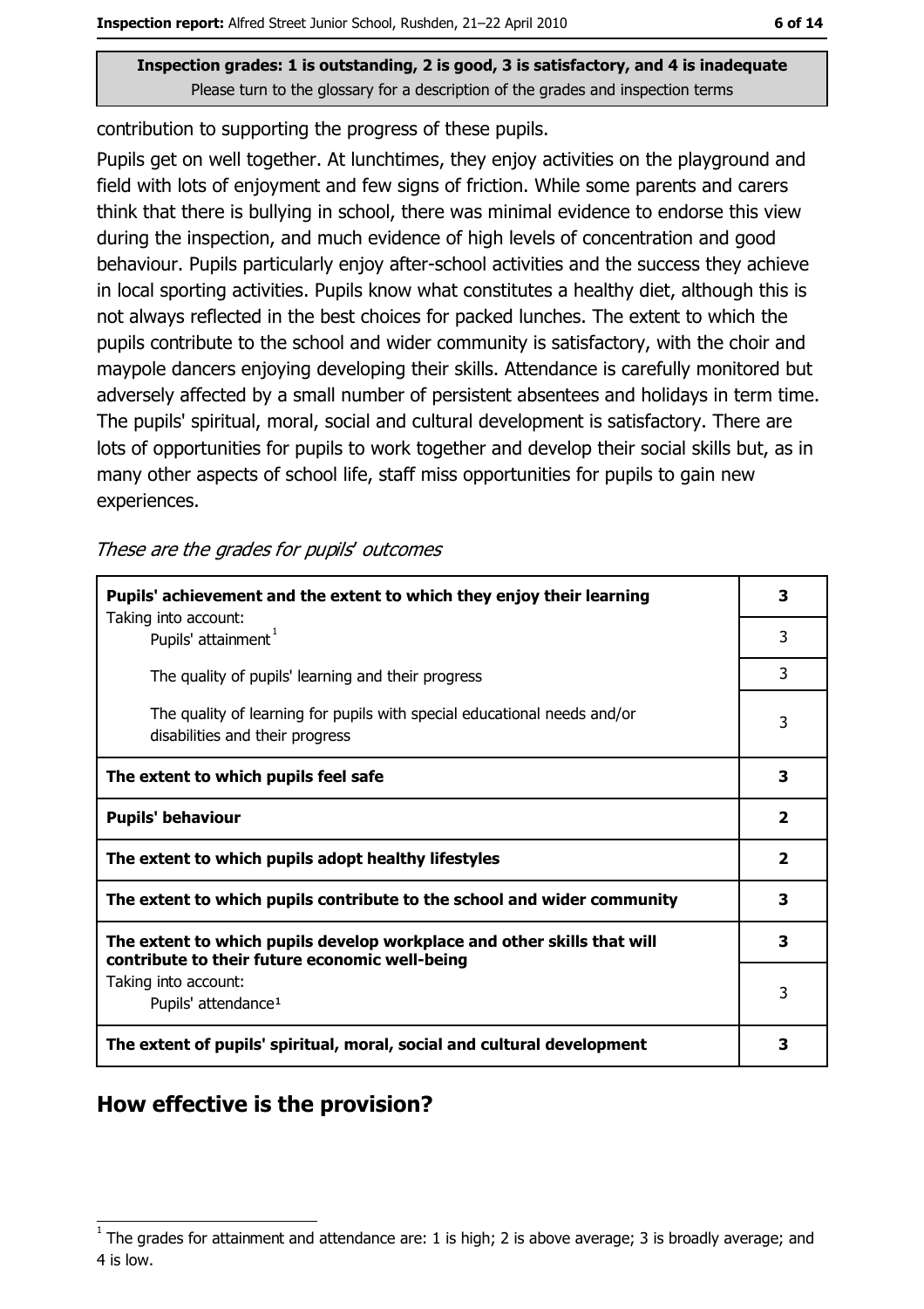Inspection grades: 1 is outstanding, 2 is good, 3 is satisfactory, and 4 is inadequate
Please turn to the glossary for a description of the grades and inspection terms

contribution to supporting the progress of these pupils.

Pupils get on well together. At lunchtimes, they enjoy activities on the playground and field with lots of enjoyment and few signs of friction. While some parents and carers think that there is bullying in school, there was minimal evidence to endorse this view during the inspection, and much evidence of high levels of concentration and good behaviour. Pupils particularly enjoy after-school activities and the success they achieve in local sporting activities. Pupils know what constitutes a healthy diet, although this is not always reflected in the best choices for packed lunches. The extent to which the pupils contribute to the school and wider community is satisfactory, with the choir and maypole dancers enjoying developing their skills. Attendance is carefully monitored but adversely affected by a small number of persistent absentees and holidays in term time. The pupils' spiritual, moral, social and cultural development is satisfactory. There are lots of opportunities for pupils to work together and develop their social skills but, as in many other aspects of school life, staff miss opportunities for pupils to gain new experiences.

*These are the grades for pupils' outcomes*

| | |
|---|---|
| **Pupils' achievement and the extent to which they enjoy their learning** | **3** |
| Taking into account: Pupils' attainment[1] | 3 |
| The quality of pupils' learning and their progress | 3 |
| The quality of learning for pupils with special educational needs and/or disabilities and their progress | 3 |
| **The extent to which pupils feel safe** | **3** |
| **Pupils' behaviour** | **2** |
| **The extent to which pupils adopt healthy lifestyles** | **2** |
| **The extent to which pupils contribute to the school and wider community** | **3** |
| **The extent to which pupils develop workplace and other skills that will contribute to their future economic well-being** | **3** |
| Taking into account: Pupils' attendance[1] | 3 |
| **The extent of pupils' spiritual, moral, social and cultural development** | **3** |

## How effective is the provision?

[1] The grades for attainment and attendance are: 1 is high; 2 is above average; 3 is broadly average; and 4 is low.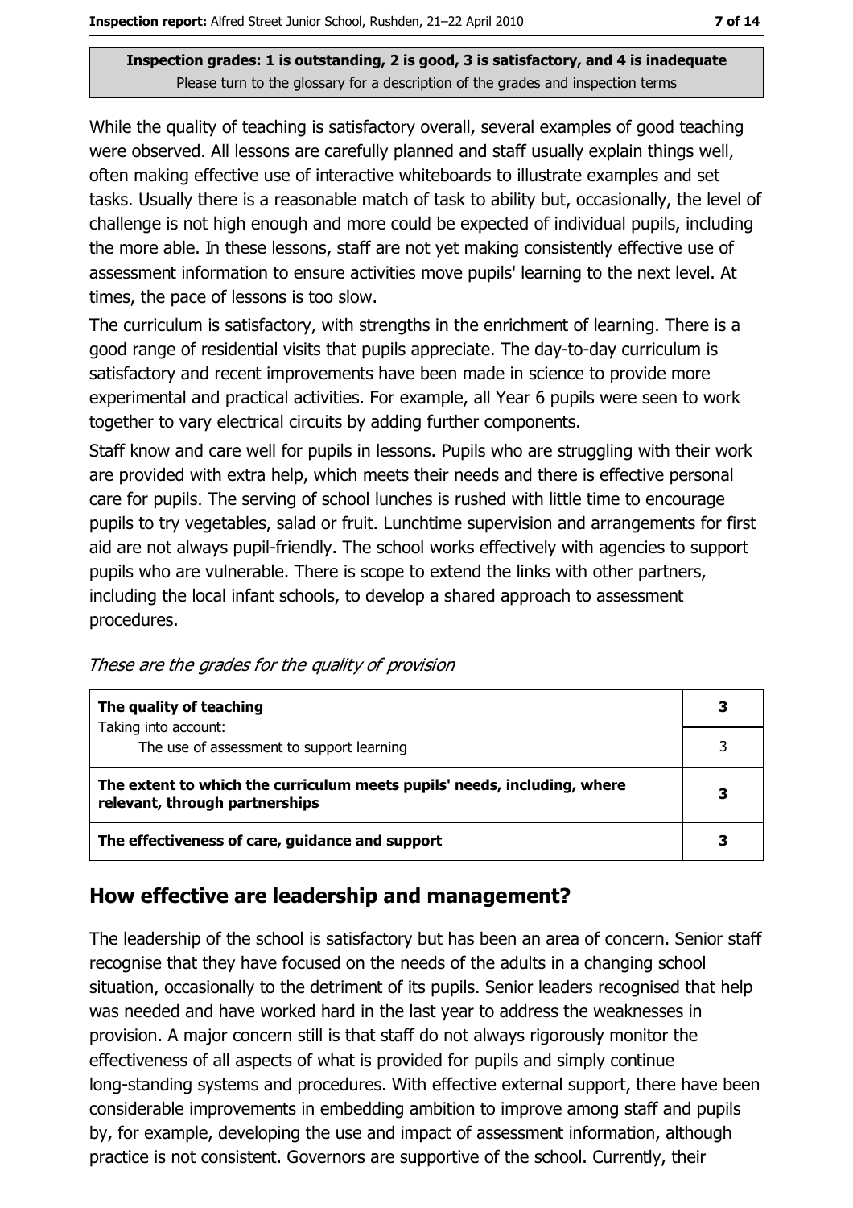**Inspection grades: 1 is outstanding, 2 is good, 3 is satisfactory, and 4 is inadequate**
Please turn to the glossary for a description of the grades and inspection terms

While the quality of teaching is satisfactory overall, several examples of good teaching were observed. All lessons are carefully planned and staff usually explain things well, often making effective use of interactive whiteboards to illustrate examples and set tasks. Usually there is a reasonable match of task to ability but, occasionally, the level of challenge is not high enough and more could be expected of individual pupils, including the more able. In these lessons, staff are not yet making consistently effective use of assessment information to ensure activities move pupils' learning to the next level. At times, the pace of lessons is too slow.

The curriculum is satisfactory, with strengths in the enrichment of learning. There is a good range of residential visits that pupils appreciate. The day-to-day curriculum is satisfactory and recent improvements have been made in science to provide more experimental and practical activities. For example, all Year 6 pupils were seen to work together to vary electrical circuits by adding further components.

Staff know and care well for pupils in lessons. Pupils who are struggling with their work are provided with extra help, which meets their needs and there is effective personal care for pupils. The serving of school lunches is rushed with little time to encourage pupils to try vegetables, salad or fruit. Lunchtime supervision and arrangements for first aid are not always pupil-friendly. The school works effectively with agencies to support pupils who are vulnerable. There is scope to extend the links with other partners, including the local infant schools, to develop a shared approach to assessment procedures.

*These are the grades for the quality of provision*

| | |
|---|---|
| **The quality of teaching**<br>Taking into account: | **3** |
| The use of assessment to support learning | 3 |
| **The extent to which the curriculum meets pupils' needs, including, where relevant, through partnerships** | **3** |
| **The effectiveness of care, guidance and support** | **3** |

## How effective are leadership and management?

The leadership of the school is satisfactory but has been an area of concern. Senior staff recognise that they have focused on the needs of the adults in a changing school situation, occasionally to the detriment of its pupils. Senior leaders recognised that help was needed and have worked hard in the last year to address the weaknesses in provision. A major concern still is that staff do not always rigorously monitor the effectiveness of all aspects of what is provided for pupils and simply continue long-standing systems and procedures. With effective external support, there have been considerable improvements in embedding ambition to improve among staff and pupils by, for example, developing the use and impact of assessment information, although practice is not consistent. Governors are supportive of the school. Currently, their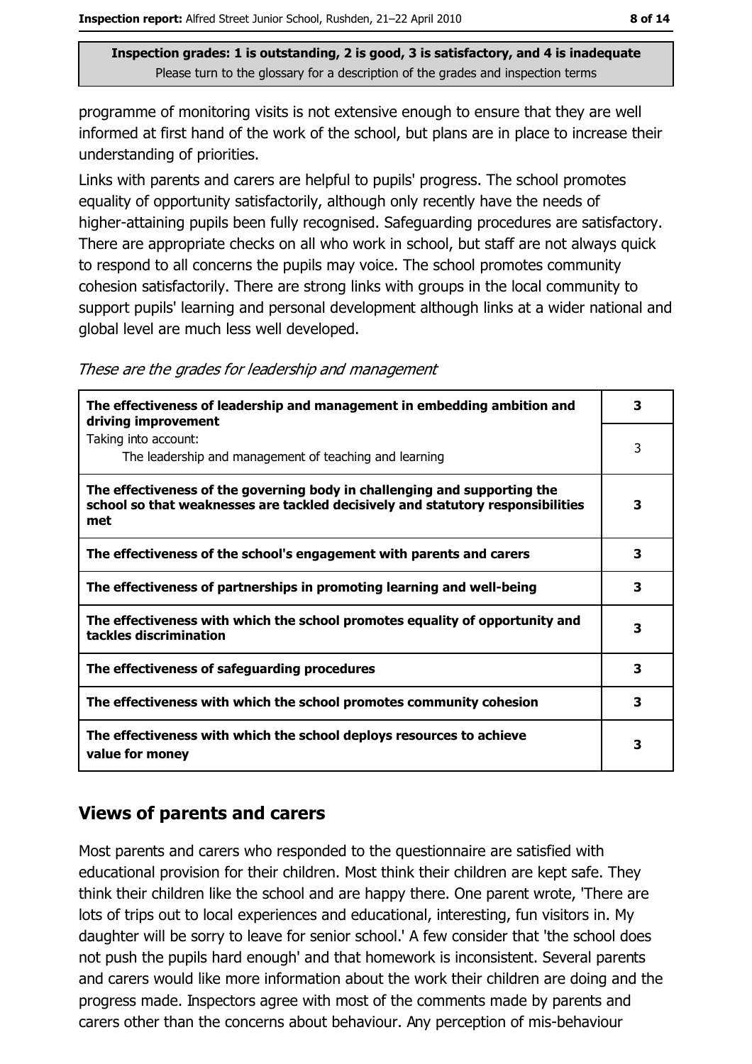Inspection grades: 1 is outstanding, 2 is good, 3 is satisfactory, and 4 is inadequate
Please turn to the glossary for a description of the grades and inspection terms

programme of monitoring visits is not extensive enough to ensure that they are well informed at first hand of the work of the school, but plans are in place to increase their understanding of priorities.

Links with parents and carers are helpful to pupils' progress. The school promotes equality of opportunity satisfactorily, although only recently have the needs of higher-attaining pupils been fully recognised. Safeguarding procedures are satisfactory. There are appropriate checks on all who work in school, but staff are not always quick to respond to all concerns the pupils may voice. The school promotes community cohesion satisfactorily. There are strong links with groups in the local community to support pupils' learning and personal development although links at a wider national and global level are much less well developed.

*These are the grades for leadership and management*

| | |
|---|---|
| **The effectiveness of leadership and management in embedding ambition and driving improvement** | **3** |
| Taking into account: The leadership and management of teaching and learning | 3 |
| **The effectiveness of the governing body in challenging and supporting the school so that weaknesses are tackled decisively and statutory responsibilities met** | **3** |
| **The effectiveness of the school's engagement with parents and carers** | **3** |
| **The effectiveness of partnerships in promoting learning and well-being** | **3** |
| **The effectiveness with which the school promotes equality of opportunity and tackles discrimination** | **3** |
| **The effectiveness of safeguarding procedures** | **3** |
| **The effectiveness with which the school promotes community cohesion** | **3** |
| **The effectiveness with which the school deploys resources to achieve value for money** | **3** |

## Views of parents and carers

Most parents and carers who responded to the questionnaire are satisfied with educational provision for their children. Most think their children are kept safe. They think their children like the school and are happy there. One parent wrote, 'There are lots of trips out to local experiences and educational, interesting, fun visitors in. My daughter will be sorry to leave for senior school.' A few consider that 'the school does not push the pupils hard enough' and that homework is inconsistent. Several parents and carers would like more information about the work their children are doing and the progress made. Inspectors agree with most of the comments made by parents and carers other than the concerns about behaviour. Any perception of mis-behaviour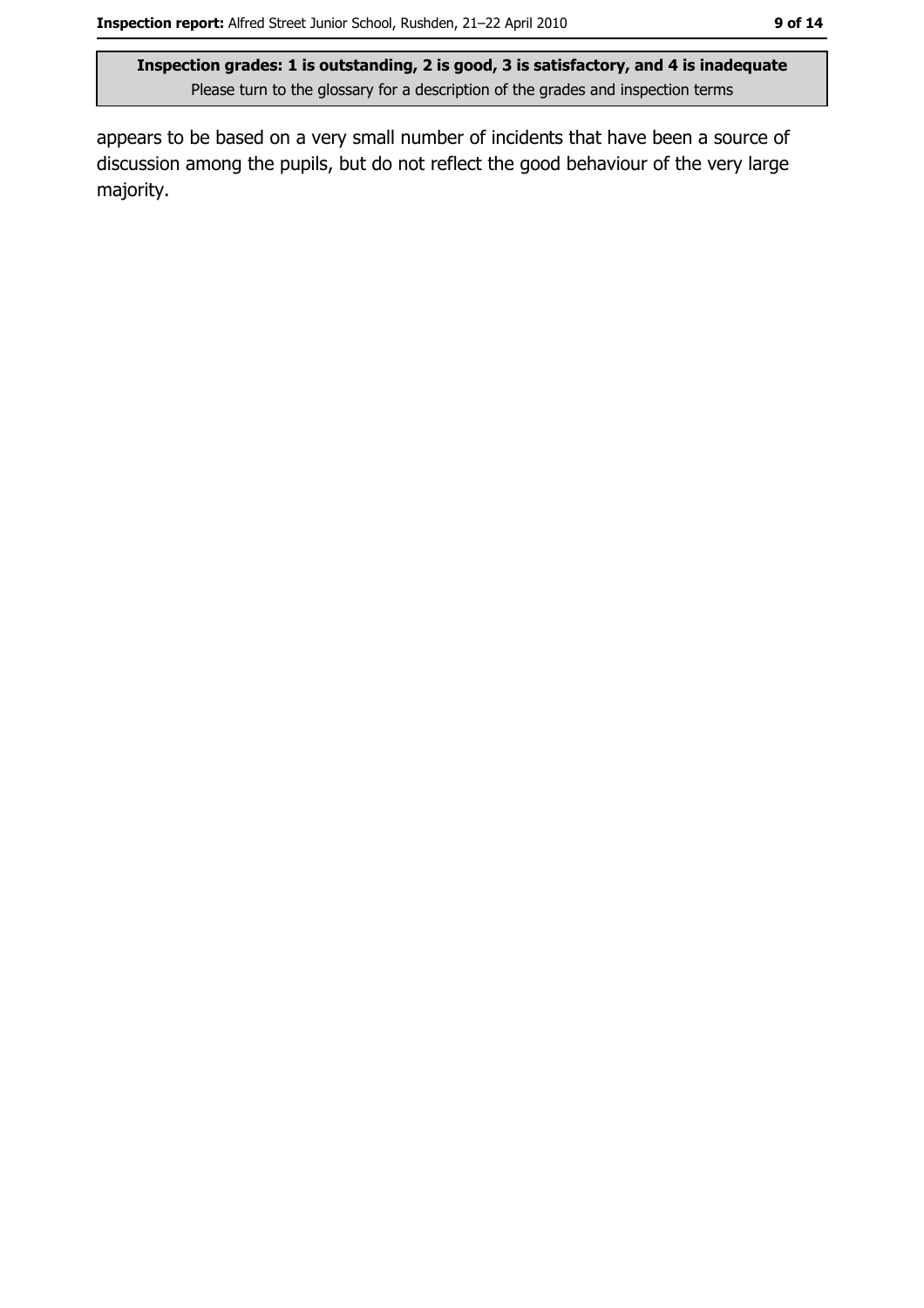appears to be based on a very small number of incidents that have been a source of discussion among the pupils, but do not reflect the good behaviour of the very large majority.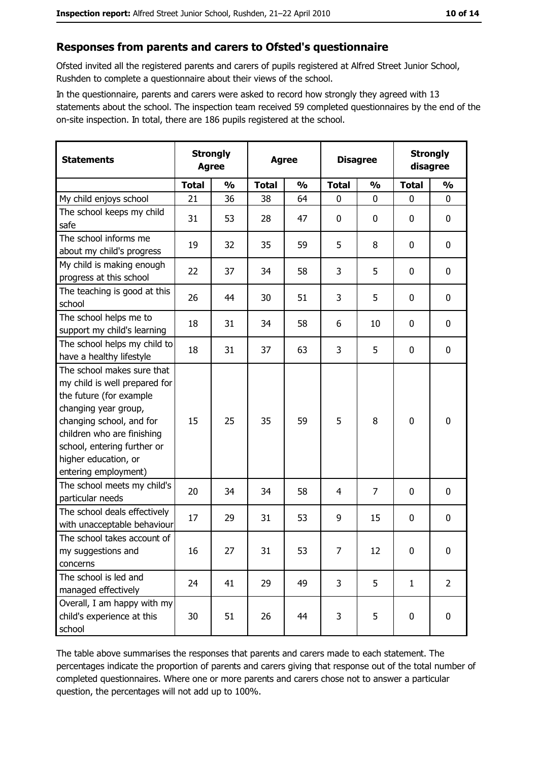## Responses from parents and carers to Ofsted's questionnaire

Ofsted invited all the registered parents and carers of pupils registered at Alfred Street Junior School, Rushden to complete a questionnaire about their views of the school.

In the questionnaire, parents and carers were asked to record how strongly they agreed with 13 statements about the school. The inspection team received 59 completed questionnaires by the end of the on-site inspection. In total, there are 186 pupils registered at the school.

| Statements | Strongly Agree | | Agree | | Disagree | | Strongly disagree | |
|---|---|---|---|---|---|---|---|---|
| | Total | % | Total | % | Total | % | Total | % |
| My child enjoys school | 21 | 36 | 38 | 64 | 0 | 0 | 0 | 0 |
| The school keeps my child safe | 31 | 53 | 28 | 47 | 0 | 0 | 0 | 0 |
| The school informs me about my child's progress | 19 | 32 | 35 | 59 | 5 | 8 | 0 | 0 |
| My child is making enough progress at this school | 22 | 37 | 34 | 58 | 3 | 5 | 0 | 0 |
| The teaching is good at this school | 26 | 44 | 30 | 51 | 3 | 5 | 0 | 0 |
| The school helps me to support my child's learning | 18 | 31 | 34 | 58 | 6 | 10 | 0 | 0 |
| The school helps my child to have a healthy lifestyle | 18 | 31 | 37 | 63 | 3 | 5 | 0 | 0 |
| The school makes sure that my child is well prepared for the future (for example changing year group, changing school, and for children who are finishing school, entering further or higher education, or entering employment) | 15 | 25 | 35 | 59 | 5 | 8 | 0 | 0 |
| The school meets my child's particular needs | 20 | 34 | 34 | 58 | 4 | 7 | 0 | 0 |
| The school deals effectively with unacceptable behaviour | 17 | 29 | 31 | 53 | 9 | 15 | 0 | 0 |
| The school takes account of my suggestions and concerns | 16 | 27 | 31 | 53 | 7 | 12 | 0 | 0 |
| The school is led and managed effectively | 24 | 41 | 29 | 49 | 3 | 5 | 1 | 2 |
| Overall, I am happy with my child's experience at this school | 30 | 51 | 26 | 44 | 3 | 5 | 0 | 0 |

The table above summarises the responses that parents and carers made to each statement. The percentages indicate the proportion of parents and carers giving that response out of the total number of completed questionnaires. Where one or more parents and carers chose not to answer a particular question, the percentages will not add up to 100%.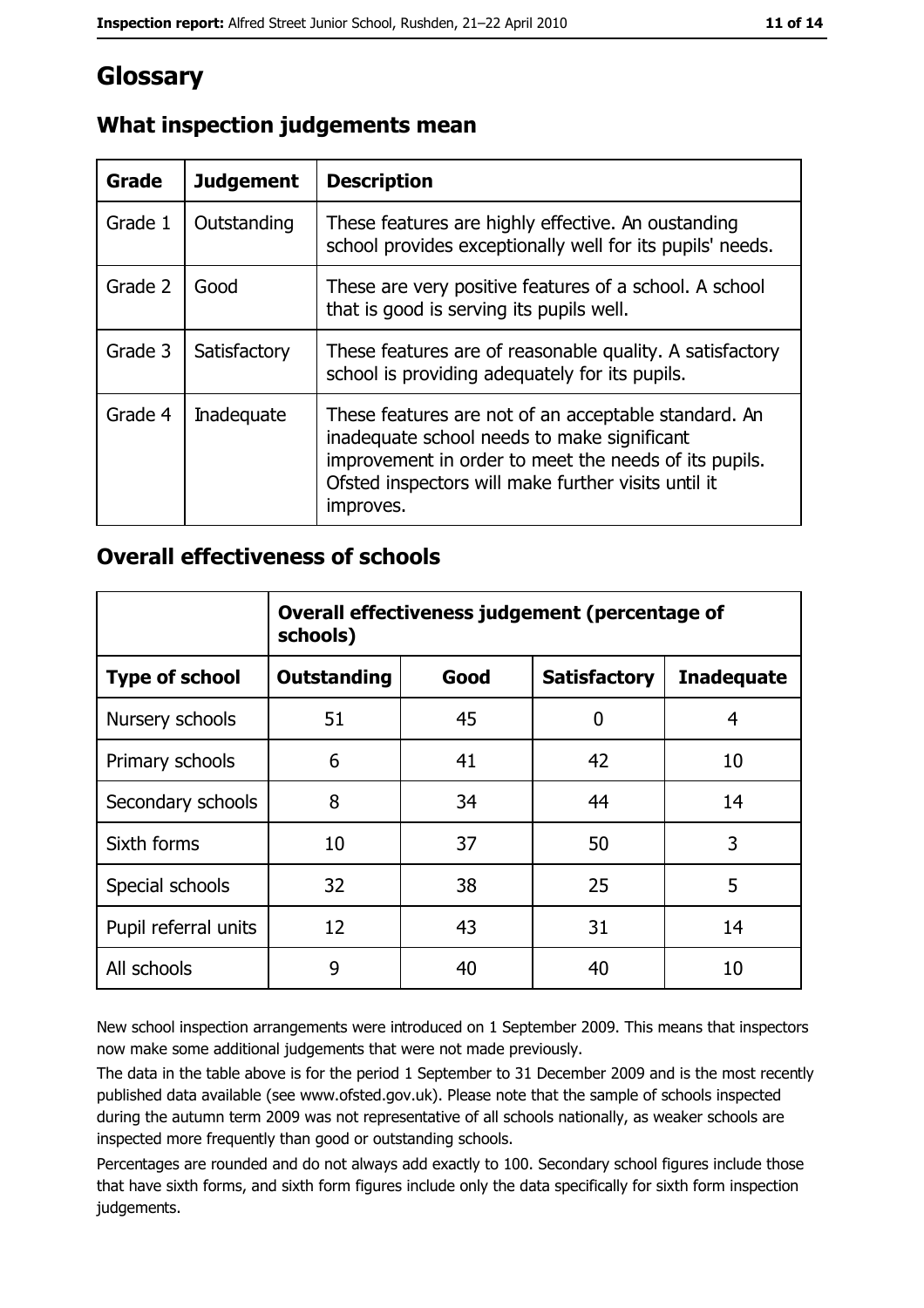# Glossary

## What inspection judgements mean

| Grade | Judgement | Description |
|---|---|---|
| Grade 1 | Outstanding | These features are highly effective. An oustanding school provides exceptionally well for its pupils' needs. |
| Grade 2 | Good | These are very positive features of a school. A school that is good is serving its pupils well. |
| Grade 3 | Satisfactory | These features are of reasonable quality. A satisfactory school is providing adequately for its pupils. |
| Grade 4 | Inadequate | These features are not of an acceptable standard. An inadequate school needs to make significant improvement in order to meet the needs of its pupils. Ofsted inspectors will make further visits until it improves. |

## Overall effectiveness of schools

| | Overall effectiveness judgement (percentage of schools) | | | |
|---|---|---|---|---|
| **Type of school** | **Outstanding** | **Good** | **Satisfactory** | **Inadequate** |
| Nursery schools | 51 | 45 | 0 | 4 |
| Primary schools | 6 | 41 | 42 | 10 |
| Secondary schools | 8 | 34 | 44 | 14 |
| Sixth forms | 10 | 37 | 50 | 3 |
| Special schools | 32 | 38 | 25 | 5 |
| Pupil referral units | 12 | 43 | 31 | 14 |
| All schools | 9 | 40 | 40 | 10 |

New school inspection arrangements were introduced on 1 September 2009. This means that inspectors now make some additional judgements that were not made previously.

The data in the table above is for the period 1 September to 31 December 2009 and is the most recently published data available (see www.ofsted.gov.uk). Please note that the sample of schools inspected during the autumn term 2009 was not representative of all schools nationally, as weaker schools are inspected more frequently than good or outstanding schools.

Percentages are rounded and do not always add exactly to 100. Secondary school figures include those that have sixth forms, and sixth form figures include only the data specifically for sixth form inspection judgements.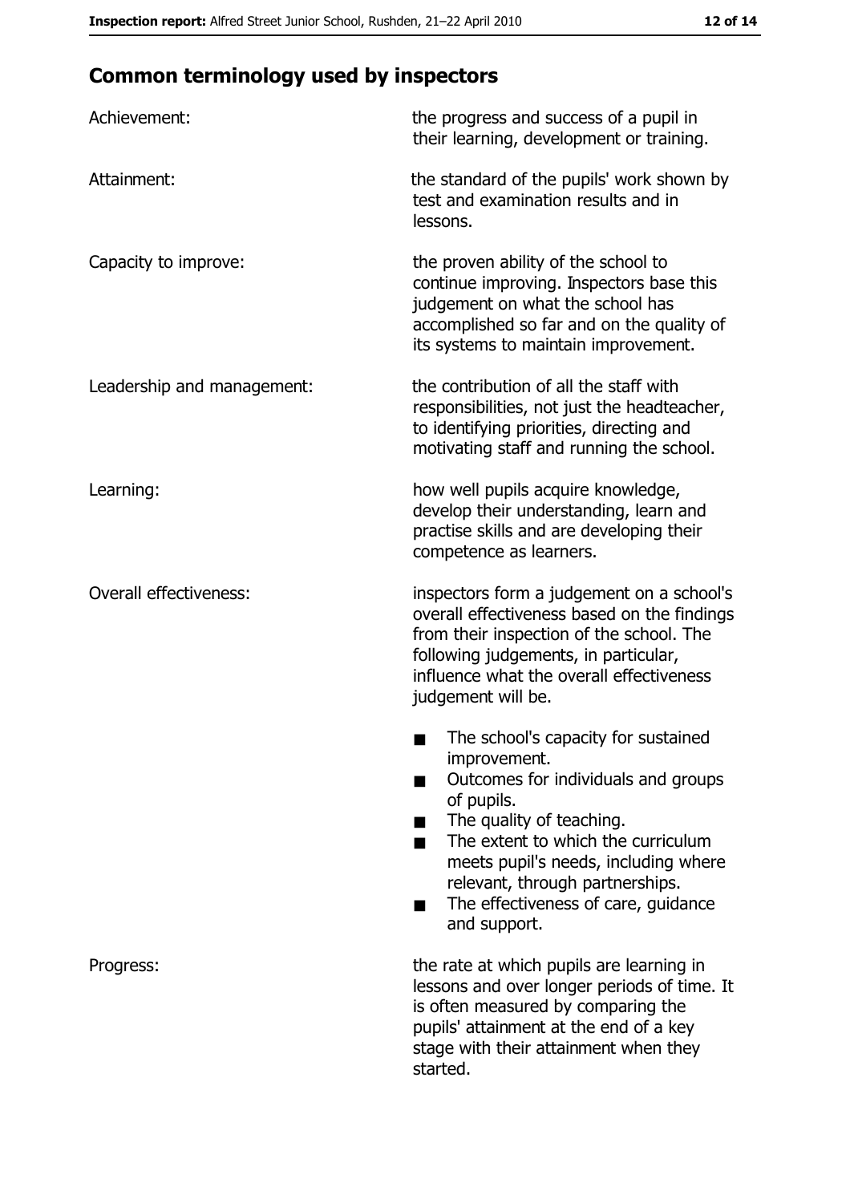## Common terminology used by inspectors

| | |
|---|---|
| Achievement: | the progress and success of a pupil in their learning, development or training. |
| Attainment: | the standard of the pupils' work shown by test and examination results and in lessons. |
| Capacity to improve: | the proven ability of the school to continue improving. Inspectors base this judgement on what the school has accomplished so far and on the quality of its systems to maintain improvement. |
| Leadership and management: | the contribution of all the staff with responsibilities, not just the headteacher, to identifying priorities, directing and motivating staff and running the school. |
| Learning: | how well pupils acquire knowledge, develop their understanding, learn and practise skills and are developing their competence as learners. |
| Overall effectiveness: | inspectors form a judgement on a school's overall effectiveness based on the findings from their inspection of the school. The following judgements, in particular, influence what the overall effectiveness judgement will be.<br>■ The school's capacity for sustained improvement.<br>■ Outcomes for individuals and groups of pupils.<br>■ The quality of teaching.<br>■ The extent to which the curriculum meets pupil's needs, including where relevant, through partnerships.<br>■ The effectiveness of care, guidance and support. |
| Progress: | the rate at which pupils are learning in lessons and over longer periods of time. It is often measured by comparing the pupils' attainment at the end of a key stage with their attainment when they started. |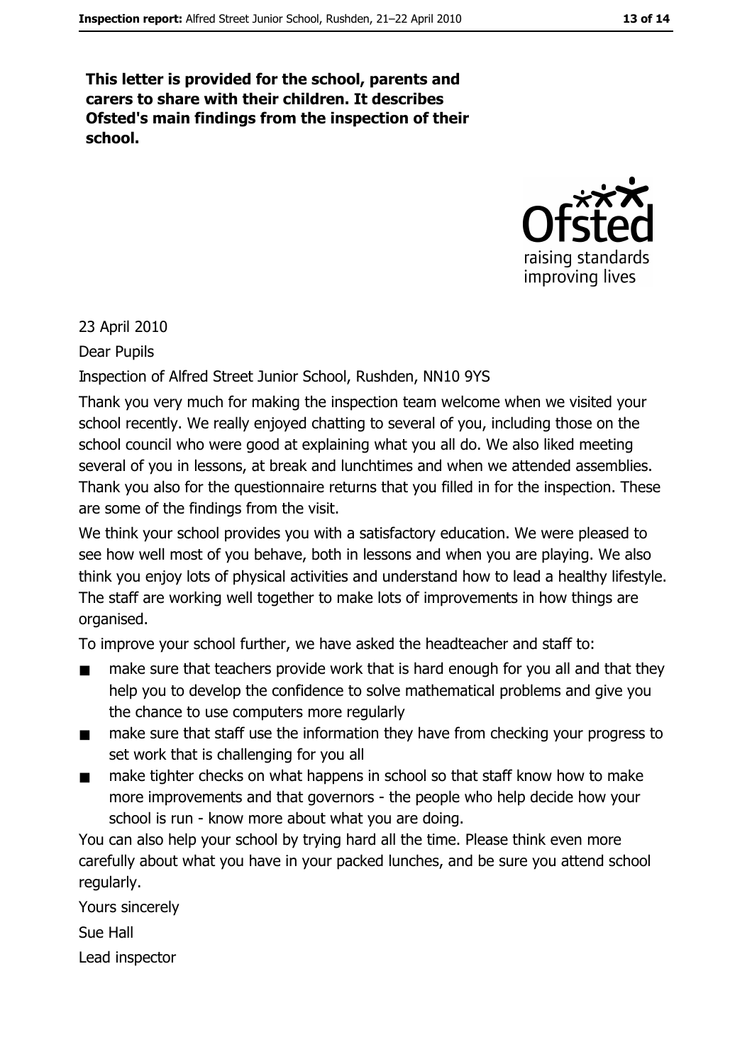**This letter is provided for the school, parents and carers to share with their children. It describes Ofsted's main findings from the inspection of their school.**

23 April 2010

Dear Pupils

Inspection of Alfred Street Junior School, Rushden, NN10 9YS

Thank you very much for making the inspection team welcome when we visited your school recently. We really enjoyed chatting to several of you, including those on the school council who were good at explaining what you all do. We also liked meeting several of you in lessons, at break and lunchtimes and when we attended assemblies. Thank you also for the questionnaire returns that you filled in for the inspection. These are some of the findings from the visit.

We think your school provides you with a satisfactory education. We were pleased to see how well most of you behave, both in lessons and when you are playing. We also think you enjoy lots of physical activities and understand how to lead a healthy lifestyle. The staff are working well together to make lots of improvements in how things are organised.

To improve your school further, we have asked the headteacher and staff to:

- make sure that teachers provide work that is hard enough for you all and that they help you to develop the confidence to solve mathematical problems and give you the chance to use computers more regularly
- make sure that staff use the information they have from checking your progress to set work that is challenging for you all
- make tighter checks on what happens in school so that staff know how to make more improvements and that governors - the people who help decide how your school is run - know more about what you are doing.

You can also help your school by trying hard all the time. Please think even more carefully about what you have in your packed lunches, and be sure you attend school regularly.

Yours sincerely

Sue Hall

Lead inspector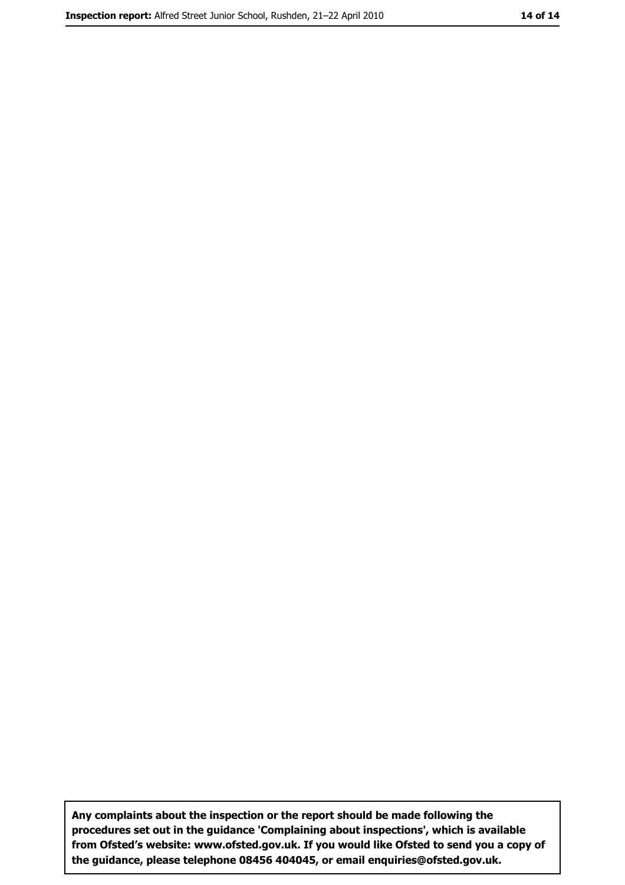**Any complaints about the inspection or the report should be made following the procedures set out in the guidance 'Complaining about inspections', which is available from Ofsted's website: www.ofsted.gov.uk. If you would like Ofsted to send you a copy of the guidance, please telephone 08456 404045, or email enquiries@ofsted.gov.uk.**